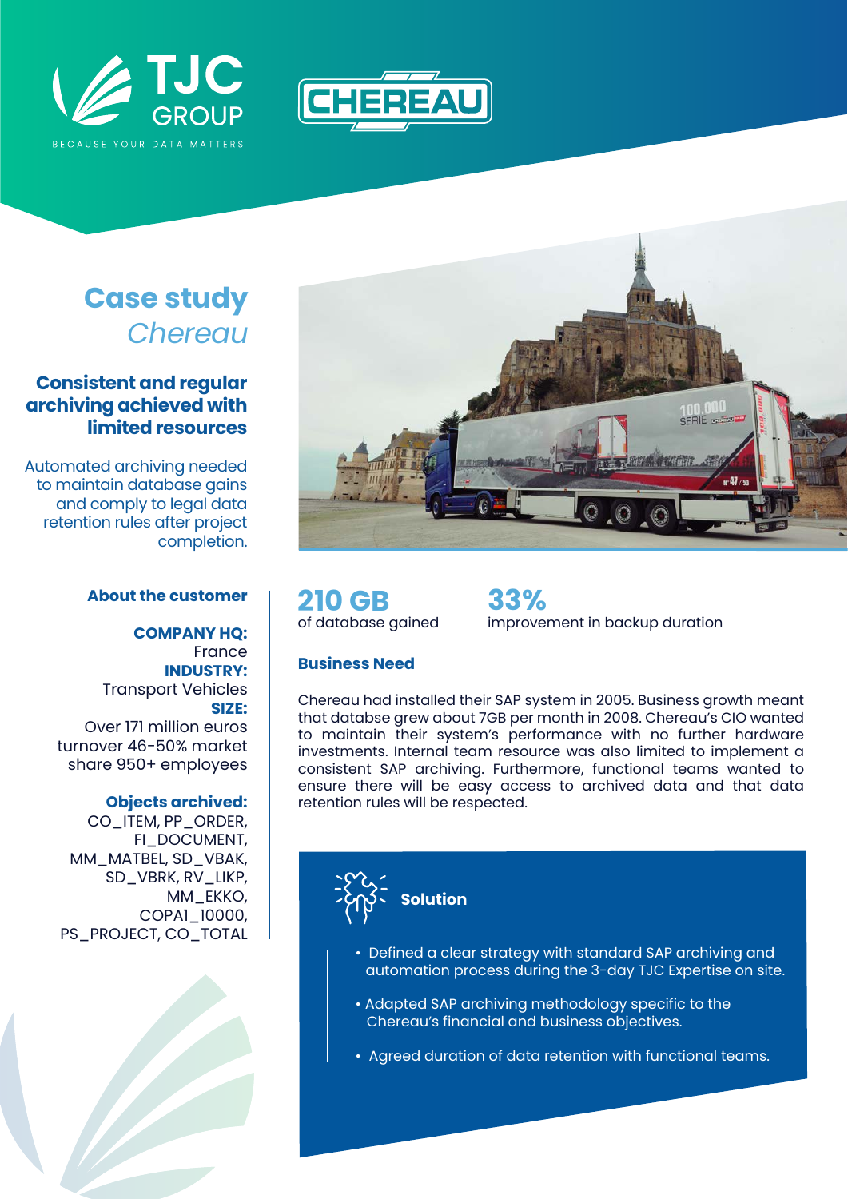# Case study *Chereau*

## Consistent and regular archiving achieved with limited resources

Automated archiving needed to maintain database gains and comply to legal data retention rules after project completion.

### About the customer

**COMPANY HQ:**
France

**INDUSTRY:**
Transport Vehicles

**SIZE:**
Over 171 million euros turnover 46-50% market share 950+ employees

**Objects archived:**
CO_ITEM, PP_ORDER, FI_DOCUMENT, MM_MATBEL, SD_VBAK, SD_VBRK, RV_LIKP, MM_EKKO, COPA1_10000, PS_PROJECT, CO_TOTAL

**210 GB**
of database gained

**33%**
improvement in backup duration

### Business Need

Chereau had installed their SAP system in 2005. Business growth meant that databse grew about 7GB per month in 2008. Chereau's CIO wanted to maintain their system's performance with no further hardware investments. Internal team resource was also limited to implement a consistent SAP archiving. Furthermore, functional teams wanted to ensure there will be easy access to archived data and that data retention rules will be respected.

### Solution

- Defined a clear strategy with standard SAP archiving and automation process during the 3-day TJC Expertise on site.
- Adapted SAP archiving methodology specific to the Chereau's financial and business objectives.
- Agreed duration of data retention with functional teams.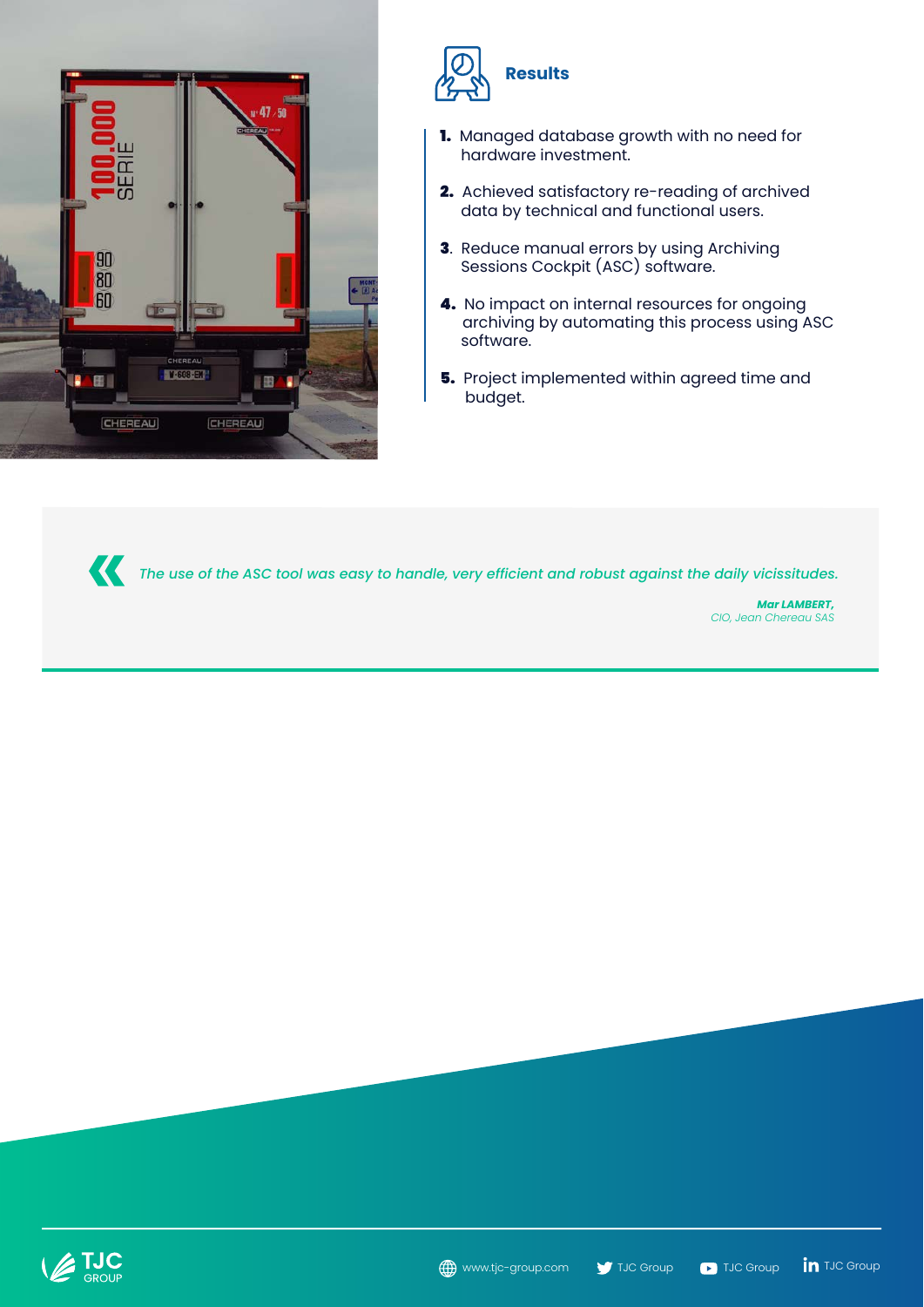## Results

1. Managed database growth with no need for hardware investment.
2. Achieved satisfactory re-reading of archived data by technical and functional users.
3. Reduce manual errors by using Archiving Sessions Cockpit (ASC) software.
4. No impact on internal resources for ongoing archiving by automating this process using ASC software.
5. Project implemented within agreed time and budget.

> *The use of the ASC tool was easy to handle, very efficient and robust against the daily vicissitudes.*
>
> ***Mar LAMBERT,***
> *CIO, Jean Chereau SAS*

TJC GROUP

www.tjc-group.com | TJC Group | TJC Group | TJC Group